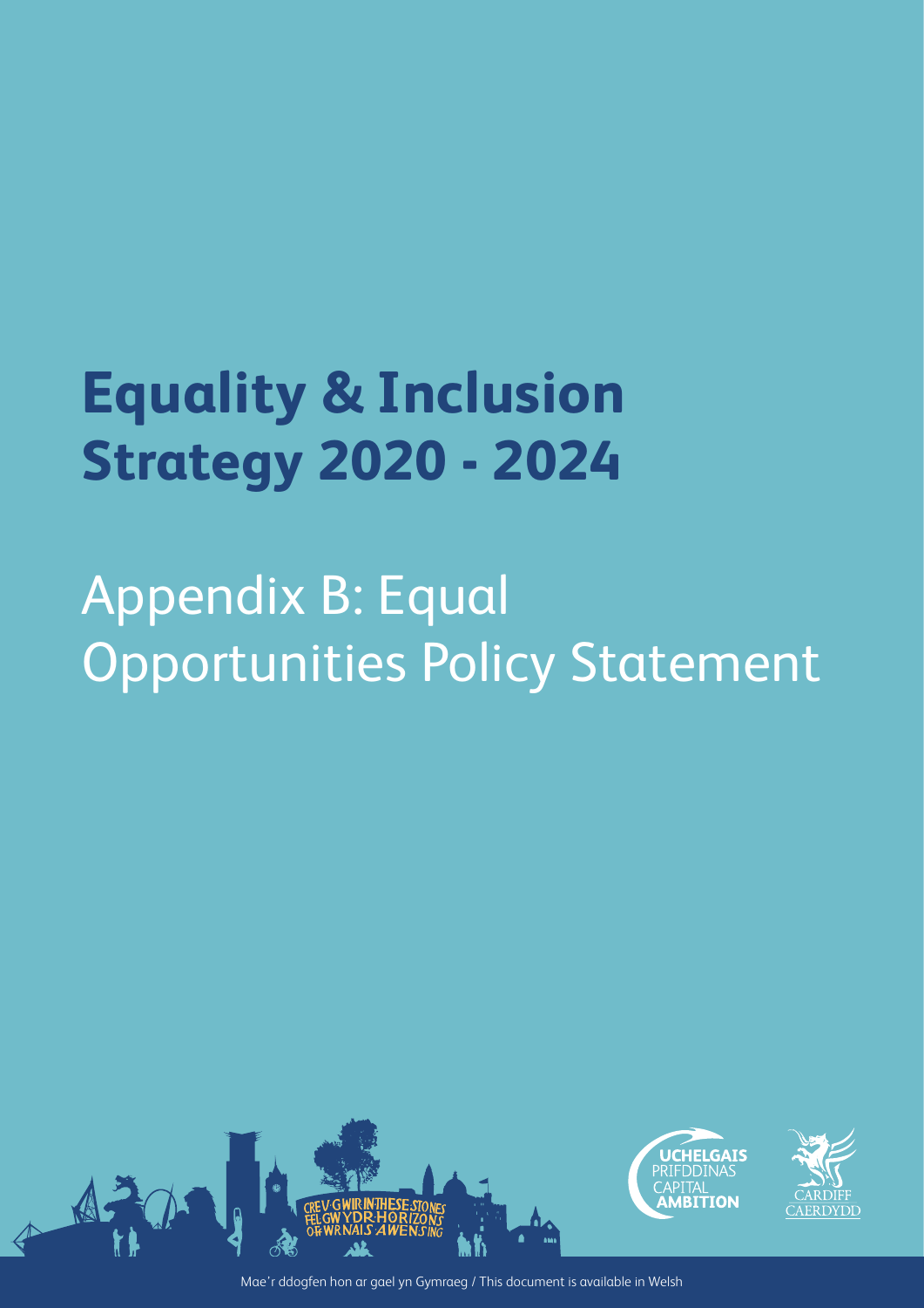# Equality & Inclusion Strategy 2020 - 2024

## Appendix B: Equal Opportunities Policy Statement

Mae'r ddogfen hon ar gael yn Gymraeg / This document is available in Welsh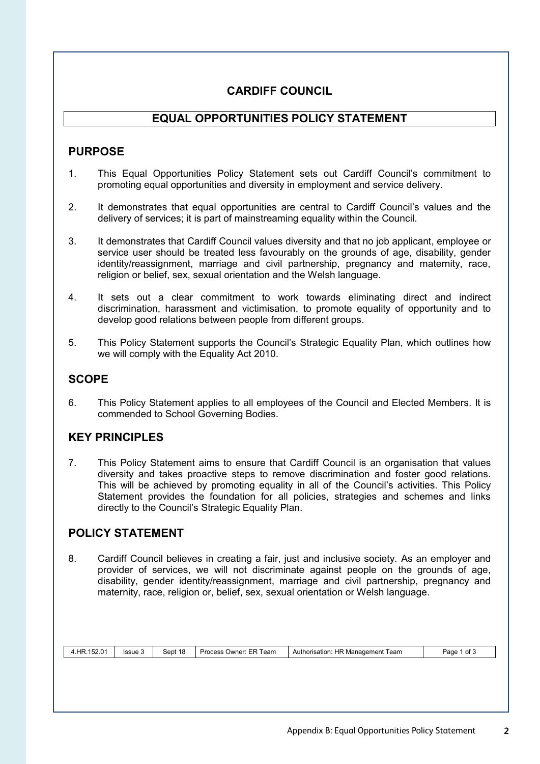# CARDIFF COUNCIL

## EQUAL OPPORTUNITIES POLICY STATEMENT

### PURPOSE

1. This Equal Opportunities Policy Statement sets out Cardiff Council's commitment to promoting equal opportunities and diversity in employment and service delivery.

2. It demonstrates that equal opportunities are central to Cardiff Council's values and the delivery of services; it is part of mainstreaming equality within the Council.

3. It demonstrates that Cardiff Council values diversity and that no job applicant, employee or service user should be treated less favourably on the grounds of age, disability, gender identity/reassignment, marriage and civil partnership, pregnancy and maternity, race, religion or belief, sex, sexual orientation and the Welsh language.

4. It sets out a clear commitment to work towards eliminating direct and indirect discrimination, harassment and victimisation, to promote equality of opportunity and to develop good relations between people from different groups.

5. This Policy Statement supports the Council's Strategic Equality Plan, which outlines how we will comply with the Equality Act 2010.

### SCOPE

6. This Policy Statement applies to all employees of the Council and Elected Members. It is commended to School Governing Bodies.

### KEY PRINCIPLES

7. This Policy Statement aims to ensure that Cardiff Council is an organisation that values diversity and takes proactive steps to remove discrimination and foster good relations. This will be achieved by promoting equality in all of the Council's activities. This Policy Statement provides the foundation for all policies, strategies and schemes and links directly to the Council's Strategic Equality Plan.

### POLICY STATEMENT

8. Cardiff Council believes in creating a fair, just and inclusive society. As an employer and provider of services, we will not discriminate against people on the grounds of age, disability, gender identity/reassignment, marriage and civil partnership, pregnancy and maternity, race, religion or, belief, sex, sexual orientation or Welsh language.

| 4.HR.152.01 | Issue 3 | Sept 18 | Process Owner: ER Team | Authorisation: HR Management Team | Page 1 of 3 |
|---|---|---|---|---|---|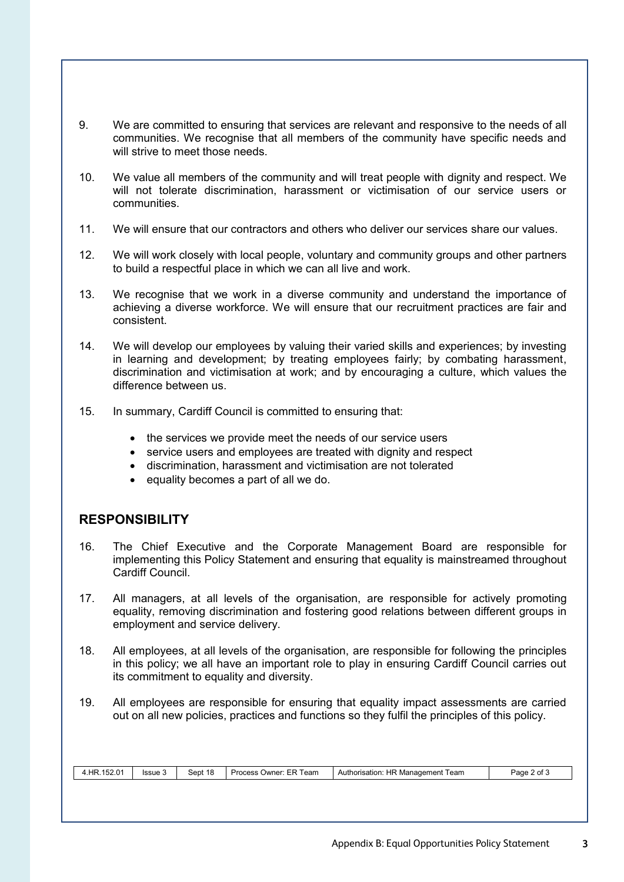9. We are committed to ensuring that services are relevant and responsive to the needs of all communities. We recognise that all members of the community have specific needs and will strive to meet those needs.

10. We value all members of the community and will treat people with dignity and respect. We will not tolerate discrimination, harassment or victimisation of our service users or communities.

11. We will ensure that our contractors and others who deliver our services share our values.

12. We will work closely with local people, voluntary and community groups and other partners to build a respectful place in which we can all live and work.

13. We recognise that we work in a diverse community and understand the importance of achieving a diverse workforce. We will ensure that our recruitment practices are fair and consistent.

14. We will develop our employees by valuing their varied skills and experiences; by investing in learning and development; by treating employees fairly; by combating harassment, discrimination and victimisation at work; and by encouraging a culture, which values the difference between us.

15. In summary, Cardiff Council is committed to ensuring that:

    - the services we provide meet the needs of our service users
    - service users and employees are treated with dignity and respect
    - discrimination, harassment and victimisation are not tolerated
    - equality becomes a part of all we do.

## RESPONSIBILITY

16. The Chief Executive and the Corporate Management Board are responsible for implementing this Policy Statement and ensuring that equality is mainstreamed throughout Cardiff Council.

17. All managers, at all levels of the organisation, are responsible for actively promoting equality, removing discrimination and fostering good relations between different groups in employment and service delivery.

18. All employees, at all levels of the organisation, are responsible for following the principles in this policy; we all have an important role to play in ensuring Cardiff Council carries out its commitment to equality and diversity.

19. All employees are responsible for ensuring that equality impact assessments are carried out on all new policies, practices and functions so they fulfil the principles of this policy.

| 4.HR.152.01 | Issue 3 | Sept 18 | Process Owner: ER Team | Authorisation: HR Management Team | Page 2 of 3 |
|---|---|---|---|---|---|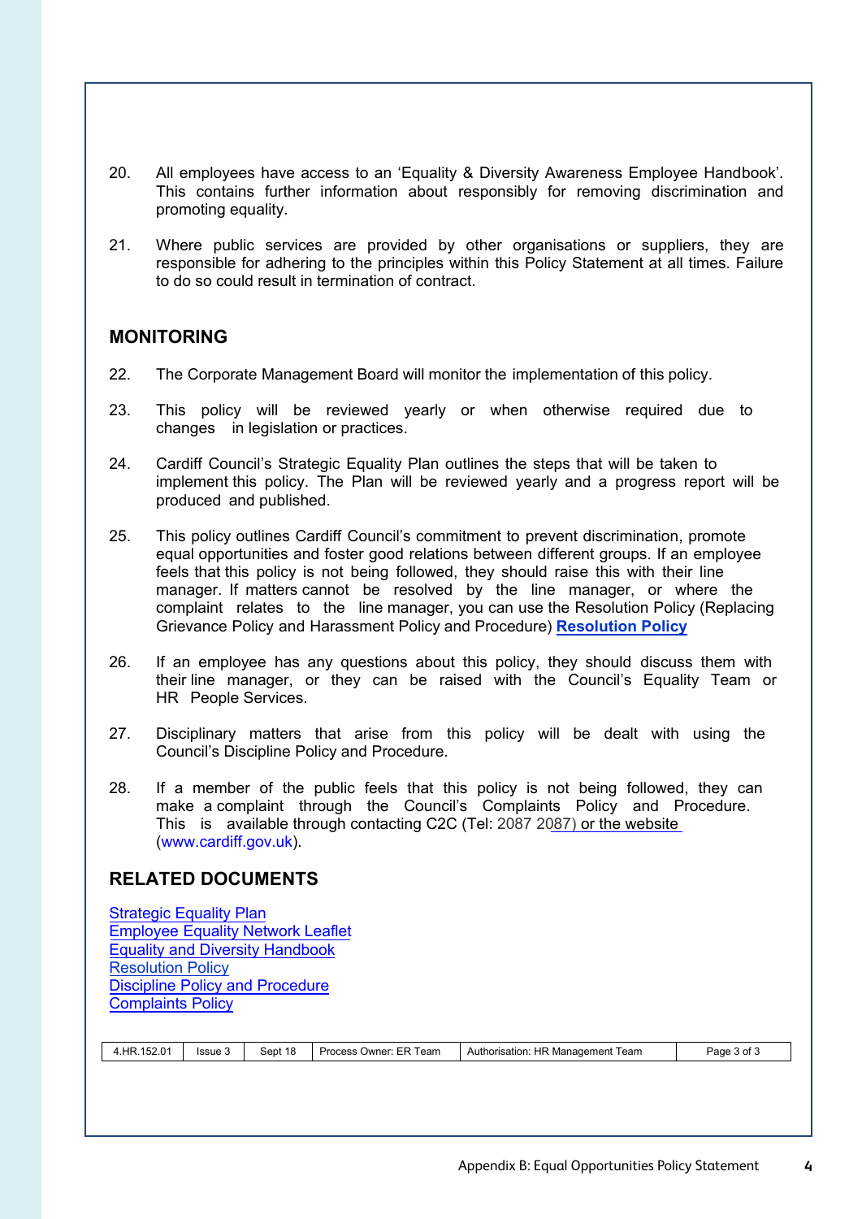20. All employees have access to an 'Equality & Diversity Awareness Employee Handbook'. This contains further information about responsibly for removing discrimination and promoting equality.

21. Where public services are provided by other organisations or suppliers, they are responsible for adhering to the principles within this Policy Statement at all times. Failure to do so could result in termination of contract.

## MONITORING

22. The Corporate Management Board will monitor the implementation of this policy.

23. This policy will be reviewed yearly or when otherwise required due to changes in legislation or practices.

24. Cardiff Council's Strategic Equality Plan outlines the steps that will be taken to implement this policy. The Plan will be reviewed yearly and a progress report will be produced and published.

25. This policy outlines Cardiff Council's commitment to prevent discrimination, promote equal opportunities and foster good relations between different groups. If an employee feels that this policy is not being followed, they should raise this with their line manager. If matters cannot be resolved by the line manager, or where the complaint relates to the line manager, you can use the Resolution Policy (Replacing Grievance Policy and Harassment Policy and Procedure) **Resolution Policy**

26. If an employee has any questions about this policy, they should discuss them with their line manager, or they can be raised with the Council's Equality Team or HR People Services.

27. Disciplinary matters that arise from this policy will be dealt with using the Council's Discipline Policy and Procedure.

28. If a member of the public feels that this policy is not being followed, they can make a complaint through the Council's Complaints Policy and Procedure. This is available through contacting C2C (Tel: 2087 2087) or the website (www.cardiff.gov.uk).

## RELATED DOCUMENTS

Strategic Equality Plan
Employee Equality Network Leaflet
Equality and Diversity Handbook
Resolution Policy
Discipline Policy and Procedure
Complaints Policy

| 4.HR.152.01 | Issue 3 | Sept 18 | Process Owner: ER Team | Authorisation: HR Management Team | Page 3 of 3 |
|---|---|---|---|---|---|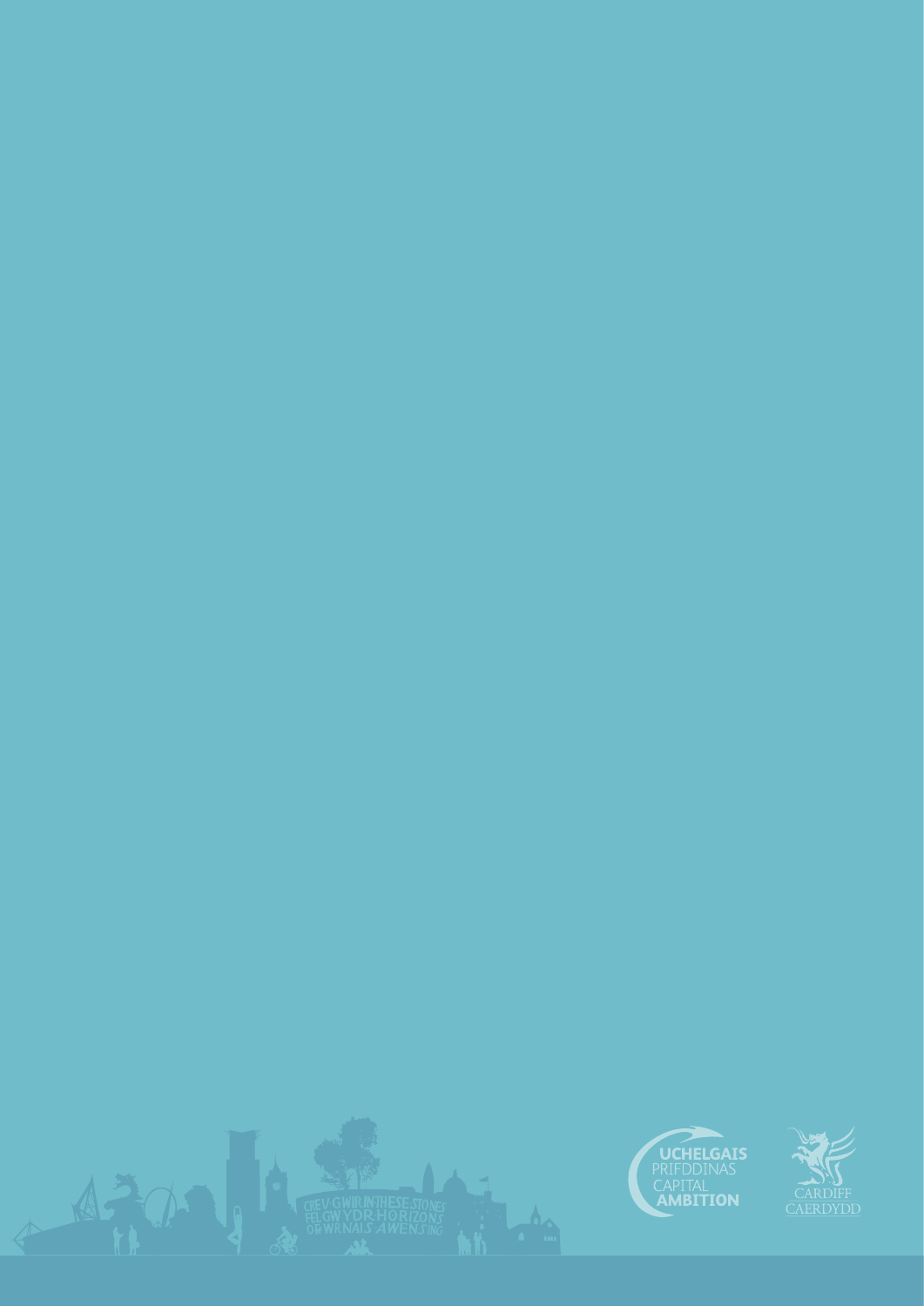UCHELGAIS PRIFDDINAS
CAPITAL AMBITION

CARDIFF
CAERDYDD